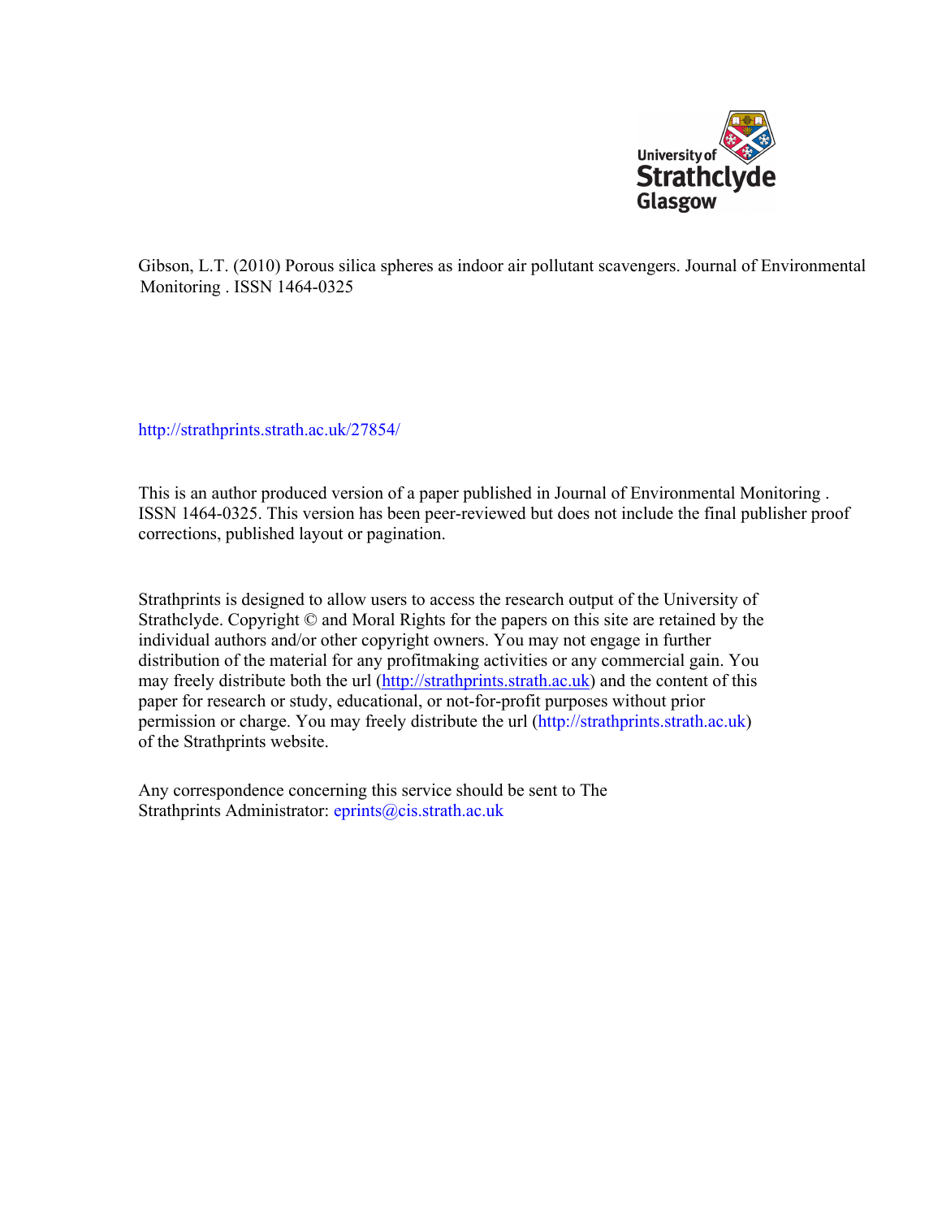University of Strathclyde Glasgow

Gibson, L.T. (2010) Porous silica spheres as indoor air pollutant scavengers. Journal of Environmental Monitoring . ISSN 1464-0325

http://strathprints.strath.ac.uk/27854/

This is an author produced version of a paper published in Journal of Environmental Monitoring . ISSN 1464-0325. This version has been peer-reviewed but does not include the final publisher proof corrections, published layout or pagination.

Strathprints is designed to allow users to access the research output of the University of Strathclyde. Copyright © and Moral Rights for the papers on this site are retained by the individual authors and/or other copyright owners. You may not engage in further distribution of the material for any profitmaking activities or any commercial gain. You may freely distribute both the url (http://strathprints.strath.ac.uk) and the content of this paper for research or study, educational, or not-for-profit purposes without prior permission or charge. You may freely distribute the url (http://strathprints.strath.ac.uk) of the Strathprints website.

Any correspondence concerning this service should be sent to The Strathprints Administrator: eprints@cis.strath.ac.uk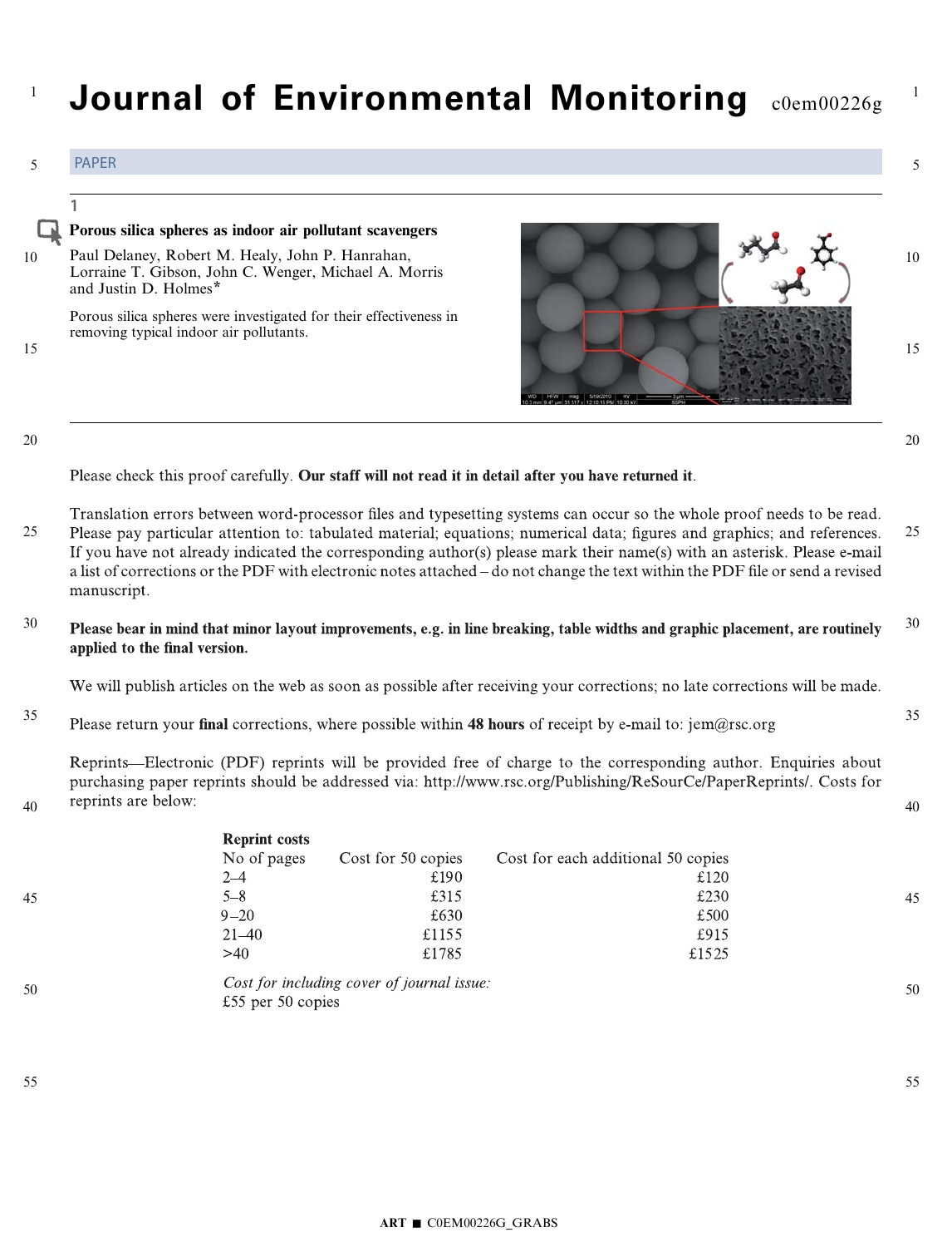# Journal of Environmental Monitoring c0em00226g

PAPER

1

**Porous silica spheres as indoor air pollutant scavengers**

Paul Delaney, Robert M. Healy, John P. Hanrahan, Lorraine T. Gibson, John C. Wenger, Michael A. Morris and Justin D. Holmes*

Porous silica spheres were investigated for their effectiveness in removing typical indoor air pollutants.

Please check this proof carefully. **Our staff will not read it in detail after you have returned it**.

Translation errors between word-processor files and typesetting systems can occur so the whole proof needs to be read. Please pay particular attention to: tabulated material; equations; numerical data; figures and graphics; and references. If you have not already indicated the corresponding author(s) please mark their name(s) with an asterisk. Please e-mail a list of corrections or the PDF with electronic notes attached – do not change the text within the PDF file or send a revised manuscript.

**Please bear in mind that minor layout improvements, e.g. in line breaking, table widths and graphic placement, are routinely applied to the final version.**

We will publish articles on the web as soon as possible after receiving your corrections; no late corrections will be made.

Please return your **final** corrections, where possible within **48 hours** of receipt by e-mail to: jem@rsc.org

Reprints—Electronic (PDF) reprints will be provided free of charge to the corresponding author. Enquiries about purchasing paper reprints should be addressed via: http://www.rsc.org/Publishing/ReSourCe/PaperReprints/. Costs for reprints are below:

**Reprint costs**

| No of pages | Cost for 50 copies | Cost for each additional 50 copies |
|---|---|---|
| 2–4 | £190 | £120 |
| 5–8 | £315 | £230 |
| 9–20 | £630 | £500 |
| 21–40 | £1155 | £915 |
| >40 | £1785 | £1525 |

*Cost for including cover of journal issue:*
£55 per 50 copies

ART ■ C0EM00226G_GRABS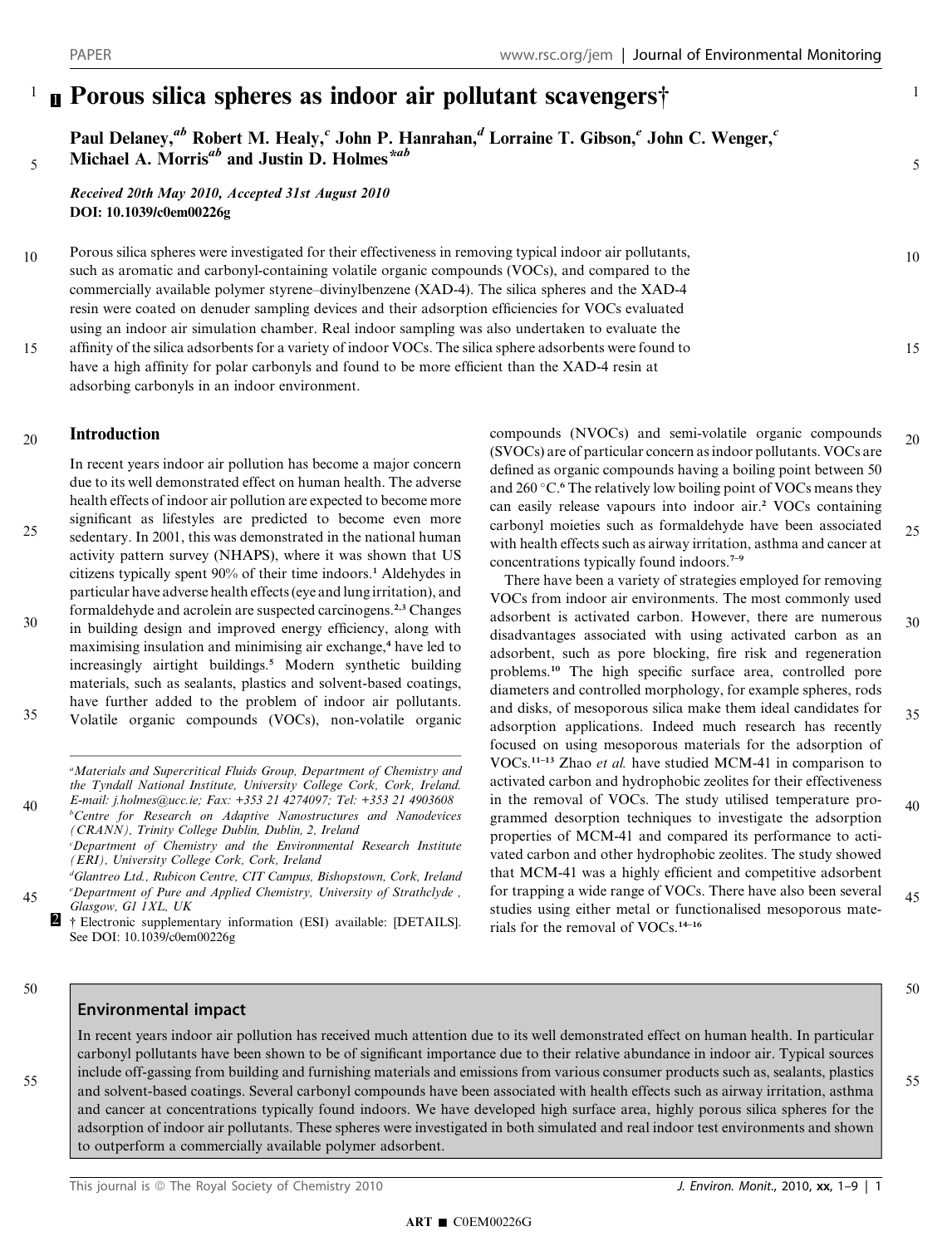# Porous silica spheres as indoor air pollutant scavengers†

Paul Delaney,[ab] Robert M. Healy,[c] John P. Hanrahan,[d] Lorraine T. Gibson,[e] John C. Wenger,[c] Michael A. Morris[ab] and Justin D. Holmes*[ab]

*Received 20th May 2010, Accepted 31st August 2010*

**DOI: 10.1039/c0em00226g**

Porous silica spheres were investigated for their effectiveness in removing typical indoor air pollutants, such as aromatic and carbonyl-containing volatile organic compounds (VOCs), and compared to the commercially available polymer styrene–divinylbenzene (XAD-4). The silica spheres and the XAD-4 resin were coated on denuder sampling devices and their adsorption efficiencies for VOCs evaluated using an indoor air simulation chamber. Real indoor sampling was also undertaken to evaluate the affinity of the silica adsorbents for a variety of indoor VOCs. The silica sphere adsorbents were found to have a high affinity for polar carbonyls and found to be more efficient than the XAD-4 resin at adsorbing carbonyls in an indoor environment.

## Introduction

In recent years indoor air pollution has become a major concern due to its well demonstrated effect on human health. The adverse health effects of indoor air pollution are expected to become more significant as lifestyles are predicted to become even more sedentary. In 2001, this was demonstrated in the national human activity pattern survey (NHAPS), where it was shown that US citizens typically spent 90% of their time indoors.[1] Aldehydes in particular have adverse health effects (eye and lung irritation), and formaldehyde and acrolein are suspected carcinogens.[2,3] Changes in building design and improved energy efficiency, along with maximising insulation and minimising air exchange,[4] have led to increasingly airtight buildings.[5] Modern synthetic building materials, such as sealants, plastics and solvent-based coatings, have further added to the problem of indoor air pollutants. Volatile organic compounds (VOCs), non-volatile organic compounds (NVOCs) and semi-volatile organic compounds (SVOCs) are of particular concern as indoor pollutants. VOCs are defined as organic compounds having a boiling point between 50 and 260 °C.[6] The relatively low boiling point of VOCs means they can easily release vapours into indoor air.[2] VOCs containing carbonyl moieties such as formaldehyde have been associated with health effects such as airway irritation, asthma and cancer at concentrations typically found indoors.[7–9]

There have been a variety of strategies employed for removing VOCs from indoor air environments. The most commonly used adsorbent is activated carbon. However, there are numerous disadvantages associated with using activated carbon as an adsorbent, such as pore blocking, fire risk and regeneration problems.[10] The high specific surface area, controlled pore diameters and controlled morphology, for example spheres, rods and disks, of mesoporous silica make them ideal candidates for adsorption applications. Indeed much research has recently focused on using mesoporous materials for the adsorption of VOCs.[11–13] Zhao *et al.* have studied MCM-41 in comparison to activated carbon and hydrophobic zeolites for their effectiveness in the removal of VOCs. The study utilised temperature programmed desorption techniques to investigate the adsorption properties of MCM-41 and compared its performance to activated carbon and other hydrophobic zeolites. The study showed that MCM-41 was a highly efficient and competitive adsorbent for trapping a wide range of VOCs. There have also been several studies using either metal or functionalised mesoporous materials for the removal of VOCs.[14–16]

[a] Materials and Supercritical Fluids Group, Department of Chemistry and the Tyndall National Institute, University College Cork, Cork, Ireland. E-mail: j.holmes@ucc.ie; Fax: +353 21 4274097; Tel: +353 21 4903608

[b] Centre for Research on Adaptive Nanostructures and Nanodevices (CRANN), Trinity College Dublin, Dublin, 2, Ireland

[c] Department of Chemistry and the Environmental Research Institute (ERI), University College Cork, Cork, Ireland

[d] Glantreo Ltd., Rubicon Centre, CIT Campus, Bishopstown, Cork, Ireland

[e] Department of Pure and Applied Chemistry, University of Strathclyde, Glasgow, G1 1XL, UK

† Electronic supplementary information (ESI) available: [DETAILS]. See DOI: 10.1039/c0em00226g

### Environmental impact

In recent years indoor air pollution has received much attention due to its well demonstrated effect on human health. In particular carbonyl pollutants have been shown to be of significant importance due to their relative abundance in indoor air. Typical sources include off-gassing from building and furnishing materials and emissions from various consumer products such as, sealants, plastics and solvent-based coatings. Several carbonyl compounds have been associated with health effects such as airway irritation, asthma and cancer at concentrations typically found indoors. We have developed high surface area, highly porous silica spheres for the adsorption of indoor air pollutants. These spheres were investigated in both simulated and real indoor test environments and shown to outperform a commercially available polymer adsorbent.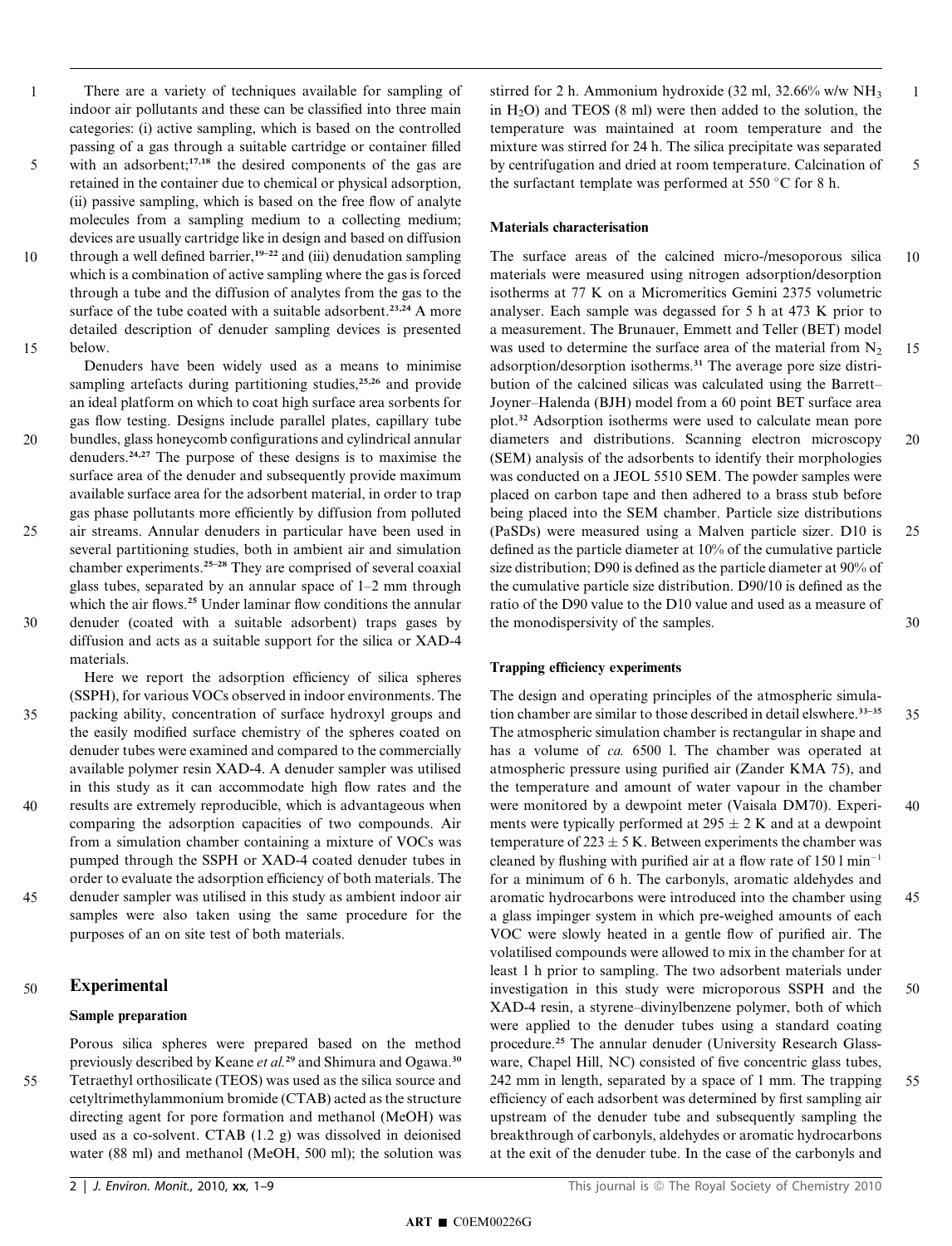There are a variety of techniques available for sampling of indoor air pollutants and these can be classified into three main categories: (i) active sampling, which is based on the controlled passing of a gas through a suitable cartridge or container filled with an adsorbent;[17,18] the desired components of the gas are retained in the container due to chemical or physical adsorption, (ii) passive sampling, which is based on the free flow of analyte molecules from a sampling medium to a collecting medium; devices are usually cartridge like in design and based on diffusion through a well defined barrier,[19–22] and (iii) denudation sampling which is a combination of active sampling where the gas is forced through a tube and the diffusion of analytes from the gas to the surface of the tube coated with a suitable adsorbent.[23,24] A more detailed description of denuder sampling devices is presented below.

Denuders have been widely used as a means to minimise sampling artefacts during partitioning studies,[25,26] and provide an ideal platform on which to coat high surface area sorbents for gas flow testing. Designs include parallel plates, capillary tube bundles, glass honeycomb configurations and cylindrical annular denuders.[24,27] The purpose of these designs is to maximise the surface area of the denuder and subsequently provide maximum available surface area for the adsorbent material, in order to trap gas phase pollutants more efficiently by diffusion from polluted air streams. Annular denuders in particular have been used in several partitioning studies, both in ambient air and simulation chamber experiments.[25–28] They are comprised of several coaxial glass tubes, separated by an annular space of 1–2 mm through which the air flows.[25] Under laminar flow conditions the annular denuder (coated with a suitable adsorbent) traps gases by diffusion and acts as a suitable support for the silica or XAD-4 materials.

Here we report the adsorption efficiency of silica spheres (SSPH), for various VOCs observed in indoor environments. The packing ability, concentration of surface hydroxyl groups and the easily modified surface chemistry of the spheres coated on denuder tubes were examined and compared to the commercially available polymer resin XAD-4. A denuder sampler was utilised in this study as it can accommodate high flow rates and the results are extremely reproducible, which is advantageous when comparing the adsorption capacities of two compounds. Air from a simulation chamber containing a mixture of VOCs was pumped through the SSPH or XAD-4 coated denuder tubes in order to evaluate the adsorption efficiency of both materials. The denuder sampler was utilised in this study as ambient indoor air samples were also taken using the same procedure for the purposes of an on site test of both materials.

## Experimental

### Sample preparation

Porous silica spheres were prepared based on the method previously described by Keane *et al.*[29] and Shimura and Ogawa.[30] Tetraethyl orthosilicate (TEOS) was used as the silica source and cetyltrimethylammonium bromide (CTAB) acted as the structure directing agent for pore formation and methanol (MeOH) was used as a co-solvent. CTAB (1.2 g) was dissolved in deionised water (88 ml) and methanol (MeOH, 500 ml); the solution was stirred for 2 h. Ammonium hydroxide (32 ml, 32.66% w/w $NH_3$ in $H_2O$) and TEOS (8 ml) were then added to the solution, the temperature was maintained at room temperature and the mixture was stirred for 24 h. The silica precipitate was separated by centrifugation and dried at room temperature. Calcination of the surfactant template was performed at 550 °C for 8 h.

### Materials characterisation

The surface areas of the calcined micro-/mesoporous silica materials were measured using nitrogen adsorption/desorption isotherms at 77 K on a Micromeritics Gemini 2375 volumetric analyser. Each sample was degassed for 5 h at 473 K prior to a measurement. The Brunauer, Emmett and Teller (BET) model was used to determine the surface area of the material from $N_2$ adsorption/desorption isotherms.[31] The average pore size distribution of the calcined silicas was calculated using the Barrett–Joyner–Halenda (BJH) model from a 60 point BET surface area plot.[32] Adsorption isotherms were used to calculate mean pore diameters and distributions. Scanning electron microscopy (SEM) analysis of the adsorbents to identify their morphologies was conducted on a JEOL 5510 SEM. The powder samples were placed on carbon tape and then adhered to a brass stub before being placed into the SEM chamber. Particle size distributions (PaSDs) were measured using a Malven particle sizer. D10 is defined as the particle diameter at 10% of the cumulative particle size distribution; D90 is defined as the particle diameter at 90% of the cumulative particle size distribution. D90/10 is defined as the ratio of the D90 value to the D10 value and used as a measure of the monodispersivity of the samples.

### Trapping efficiency experiments

The design and operating principles of the atmospheric simulation chamber are similar to those described in detail elswhere.[33–35] The atmospheric simulation chamber is rectangular in shape and has a volume of *ca.* 6500 l. The chamber was operated at atmospheric pressure using purified air (Zander KMA 75), and the temperature and amount of water vapour in the chamber were monitored by a dewpoint meter (Vaisala DM70). Experiments were typically performed at $295 \pm 2$ K and at a dewpoint temperature of $223 \pm 5$ K. Between experiments the chamber was cleaned by flushing with purified air at a flow rate of 150 l $min^{-1}$ for a minimum of 6 h. The carbonyls, aromatic aldehydes and aromatic hydrocarbons were introduced into the chamber using a glass impinger system in which pre-weighed amounts of each VOC were slowly heated in a gentle flow of purified air. The volatilised compounds were allowed to mix in the chamber for at least 1 h prior to sampling. The two adsorbent materials under investigation in this study were microporous SSPH and the XAD-4 resin, a styrene–divinylbenzene polymer, both of which were applied to the denuder tubes using a standard coating procedure.[25] The annular denuder (University Research Glassware, Chapel Hill, NC) consisted of five concentric glass tubes, 242 mm in length, separated by a space of 1 mm. The trapping efficiency of each adsorbent was determined by first sampling air upstream of the denuder tube and subsequently sampling the breakthrough of carbonyls, aldehydes or aromatic hydrocarbons at the exit of the denuder tube. In the case of the carbonyls and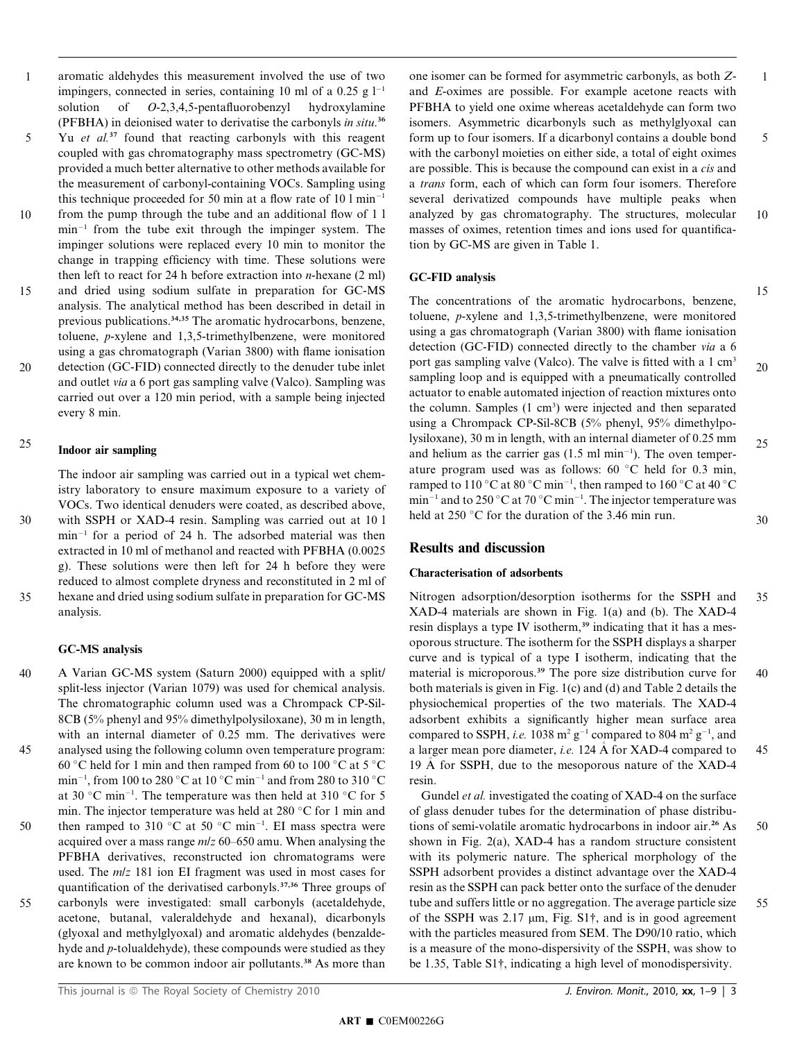aromatic aldehydes this measurement involved the use of two impingers, connected in series, containing 10 ml of a 0.25 g $l^{-1}$ solution of O-2,3,4,5-pentafluorobenzyl hydroxylamine (PFBHA) in deionised water to derivatise the carbonyls *in situ*.[36] Yu *et al.*[37] found that reacting carbonyls with this reagent coupled with gas chromatography mass spectrometry (GC-MS) provided a much better alternative to other methods available for the measurement of carbonyl-containing VOCs. Sampling using this technique proceeded for 50 min at a flow rate of 10 l $min^{-1}$ from the pump through the tube and an additional flow of 1 l $min^{-1}$ from the tube exit through the impinger system. The impinger solutions were replaced every 10 min to monitor the change in trapping efficiency with time. These solutions were then left to react for 24 h before extraction into *n*-hexane (2 ml) and dried using sodium sulfate in preparation for GC-MS analysis. The analytical method has been described in detail in previous publications.[34,35] The aromatic hydrocarbons, benzene, toluene, *p*-xylene and 1,3,5-trimethylbenzene, were monitored using a gas chromatograph (Varian 3800) with flame ionisation detection (GC-FID) connected directly to the denuder tube inlet and outlet *via* a 6 port gas sampling valve (Valco). Sampling was carried out over a 120 min period, with a sample being injected every 8 min.

#### Indoor air sampling

The indoor air sampling was carried out in a typical wet chemistry laboratory to ensure maximum exposure to a variety of VOCs. Two identical denuders were coated, as described above, with SSPH or XAD-4 resin. Sampling was carried out at 10 l $min^{-1}$ for a period of 24 h. The adsorbed material was then extracted in 10 ml of methanol and reacted with PFBHA (0.0025 g). These solutions were then left for 24 h before they were reduced to almost complete dryness and reconstituted in 2 ml of hexane and dried using sodium sulfate in preparation for GC-MS analysis.

#### GC-MS analysis

A Varian GC-MS system (Saturn 2000) equipped with a split/split-less injector (Varian 1079) was used for chemical analysis. The chromatographic column used was a Chrompack CP-Sil-8CB (5% phenyl and 95% dimethylpolysiloxane), 30 m in length, with an internal diameter of 0.25 mm. The derivatives were analysed using the following column oven temperature program: 60 °C held for 1 min and then ramped from 60 to 100 °C at 5 °C $min^{-1}$, from 100 to 280 °C at 10 °C $min^{-1}$ and from 280 to 310 °C at 30 °C $min^{-1}$. The temperature was then held at 310 °C for 5 min. The injector temperature was held at 280 °C for 1 min and then ramped to 310 °C at 50 °C $min^{-1}$. EI mass spectra were acquired over a mass range *m*/*z* 60–650 amu. When analysing the PFBHA derivatives, reconstructed ion chromatograms were used. The *m*/*z* 181 ion EI fragment was used in most cases for quantification of the derivatised carbonyls.[37,36] Three groups of carbonyls were investigated: small carbonyls (acetaldehyde, acetone, butanal, valeraldehyde and hexanal), dicarbonyls (glyoxal and methylglyoxal) and aromatic aldehydes (benzaldehyde and *p*-tolualdehyde), these compounds were studied as they are known to be common indoor air pollutants.[38] As more than one isomer can be formed for asymmetric carbonyls, as both *Z*- and *E*-oximes are possible. For example acetone reacts with PFBHA to yield one oxime whereas acetaldehyde can form two isomers. Asymmetric dicarbonyls such as methylglyoxal can form up to four isomers. If a dicarbonyl contains a double bond with the carbonyl moieties on either side, a total of eight oximes are possible. This is because the compound can exist in a *cis* and a *trans* form, each of which can form four isomers. Therefore several derivatized compounds have multiple peaks when analyzed by gas chromatography. The structures, molecular masses of oximes, retention times and ions used for quantification by GC-MS are given in Table 1.

#### GC-FID analysis

The concentrations of the aromatic hydrocarbons, benzene, toluene, *p*-xylene and 1,3,5-trimethylbenzene, were monitored using a gas chromatograph (Varian 3800) with flame ionisation detection (GC-FID) connected directly to the chamber *via* a 6 port gas sampling valve (Valco). The valve is fitted with a 1 $cm^3$ sampling loop and is equipped with a pneumatically controlled actuator to enable automated injection of reaction mixtures onto the column. Samples (1 $cm^3$) were injected and then separated using a Chrompack CP-Sil-8CB (5% phenyl, 95% dimethylpolysiloxane), 30 m in length, with an internal diameter of 0.25 mm and helium as the carrier gas (1.5 ml $min^{-1}$). The oven temperature program used was as follows: 60 °C held for 0.3 min, ramped to 110 °C at 80 °C $min^{-1}$, then ramped to 160 °C at 40 °C $min^{-1}$ and to 250 °C at 70 °C $min^{-1}$. The injector temperature was held at 250 °C for the duration of the 3.46 min run.

## Results and discussion

#### Characterisation of adsorbents

Nitrogen adsorption/desorption isotherms for the SSPH and XAD-4 materials are shown in Fig. 1(a) and (b). The XAD-4 resin displays a type IV isotherm,[39] indicating that it has a mesoporous structure. The isotherm for the SSPH displays a sharper curve and is typical of a type I isotherm, indicating that the material is microporous.[39] The pore size distribution curve for both materials is given in Fig. 1(c) and (d) and Table 2 details the physiochemical properties of the two materials. The XAD-4 adsorbent exhibits a significantly higher mean surface area compared to SSPH, *i.e.* 1038 $m^2$ $g^{-1}$ compared to 804 $m^2$ $g^{-1}$, and a larger mean pore diameter, *i.e.* 124 Å for XAD-4 compared to 19 Å for SSPH, due to the mesoporous nature of the XAD-4 resin.

Gundel *et al.* investigated the coating of XAD-4 on the surface of glass denuder tubes for the determination of phase distributions of semi-volatile aromatic hydrocarbons in indoor air.[26] As shown in Fig. 2(a), XAD-4 has a random structure consistent with its polymeric nature. The spherical morphology of the SSPH adsorbent provides a distinct advantage over the XAD-4 resin as the SSPH can pack better onto the surface of the denuder tube and suffers little or no aggregation. The average particle size of the SSPH was 2.17 μm, Fig. S1†, and is in good agreement with the particles measured from SEM. The D90/10 ratio, which is a measure of the mono-dispersivity of the SSPH, was show to be 1.35, Table S1†, indicating a high level of monodispersivity.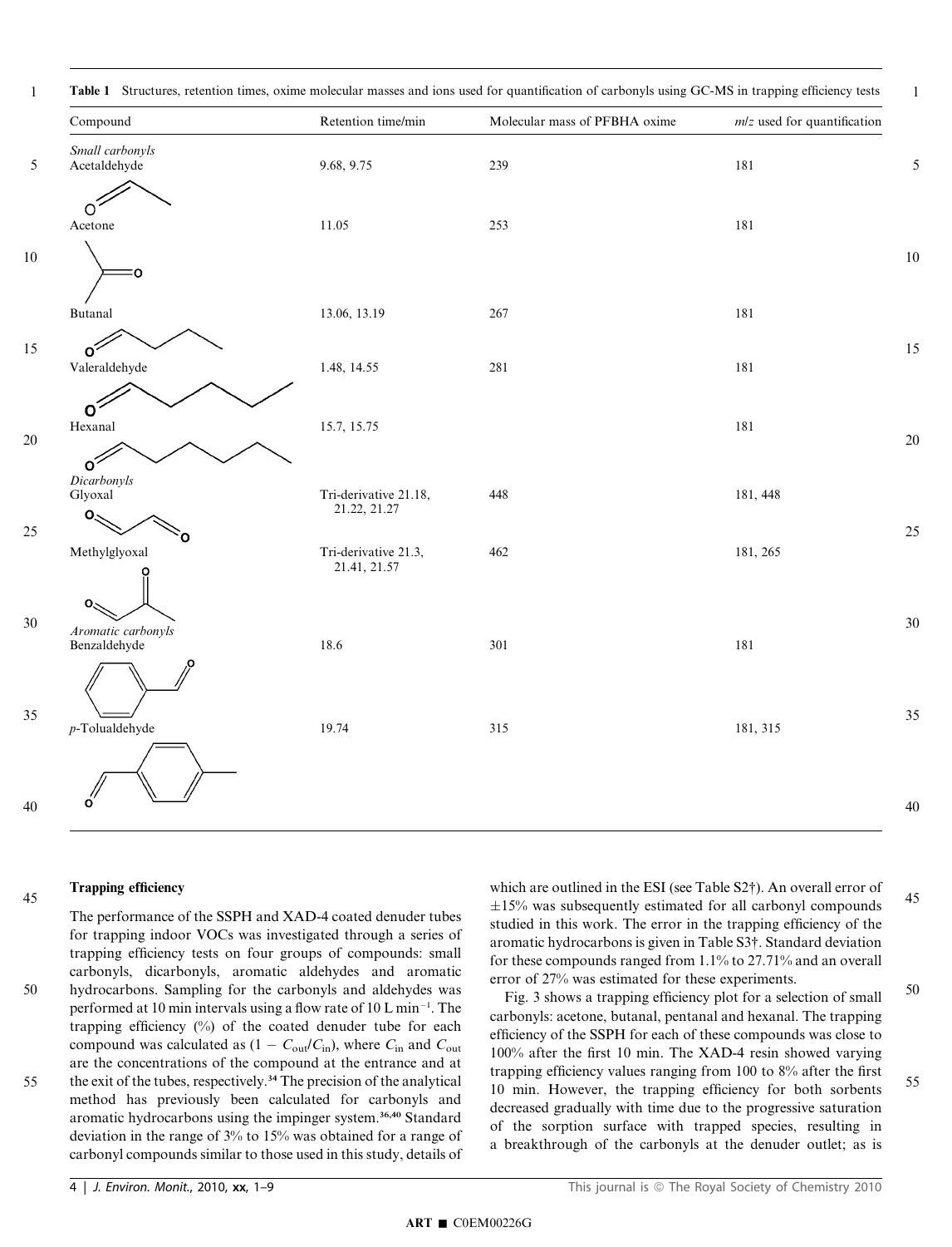**Table 1** Structures, retention times, oxime molecular masses and ions used for quantification of carbonyls using GC-MS in trapping efficiency tests

| Compound | Retention time/min | Molecular mass of PFBHA oxime | $m/z$ used for quantification |
|---|---|---|---|
| *Small carbonyls* | | | |
| Acetaldehyde | 9.68, 9.75 | 239 | 181 |
| Acetone | 11.05 | 253 | 181 |
| Butanal | 13.06, 13.19 | 267 | 181 |
| Valeraldehyde | 1.48, 14.55 | 281 | 181 |
| Hexanal | 15.7, 15.75 | | 181 |
| *Dicarbonyls* | | | |
| Glyoxal | Tri-derivative 21.18, 21.22, 21.27 | 448 | 181, 448 |
| Methylglyoxal | Tri-derivative 21.3, 21.41, 21.57 | 462 | 181, 265 |
| *Aromatic carbonyls* | | | |
| Benzaldehyde | 18.6 | 301 | 181 |
| *p*-Tolualdehyde | 19.74 | 315 | 181, 315 |

### Trapping efficiency

The performance of the SSPH and XAD-4 coated denuder tubes for trapping indoor VOCs was investigated through a series of trapping efficiency tests on four groups of compounds: small carbonyls, dicarbonyls, aromatic aldehydes and aromatic hydrocarbons. Sampling for the carbonyls and aldehydes was performed at 10 min intervals using a flow rate of 10 L min$^{-1}$. The trapping efficiency (%) of the coated denuder tube for each compound was calculated as $(1 - C_{out}/C_{in})$, where $C_{in}$ and $C_{out}$ are the concentrations of the compound at the entrance and at the exit of the tubes, respectively.[34] The precision of the analytical method has previously been calculated for carbonyls and aromatic hydrocarbons using the impinger system.[36,40] Standard deviation in the range of 3% to 15% was obtained for a range of carbonyl compounds similar to those used in this study, details of which are outlined in the ESI (see Table S2†). An overall error of ±15% was subsequently estimated for all carbonyl compounds studied in this work. The error in the trapping efficiency of the aromatic hydrocarbons is given in Table S3†. Standard deviation for these compounds ranged from 1.1% to 27.71% and an overall error of 27% was estimated for these experiments.

Fig. 3 shows a trapping efficiency plot for a selection of small carbonyls: acetone, butanal, pentanal and hexanal. The trapping efficiency of the SSPH for each of these compounds was close to 100% after the first 10 min. The XAD-4 resin showed varying trapping efficiency values ranging from 100 to 8% after the first 10 min. However, the trapping efficiency for both sorbents decreased gradually with time due to the progressive saturation of the sorption surface with trapped species, resulting in a breakthrough of the carbonyls at the denuder outlet; as is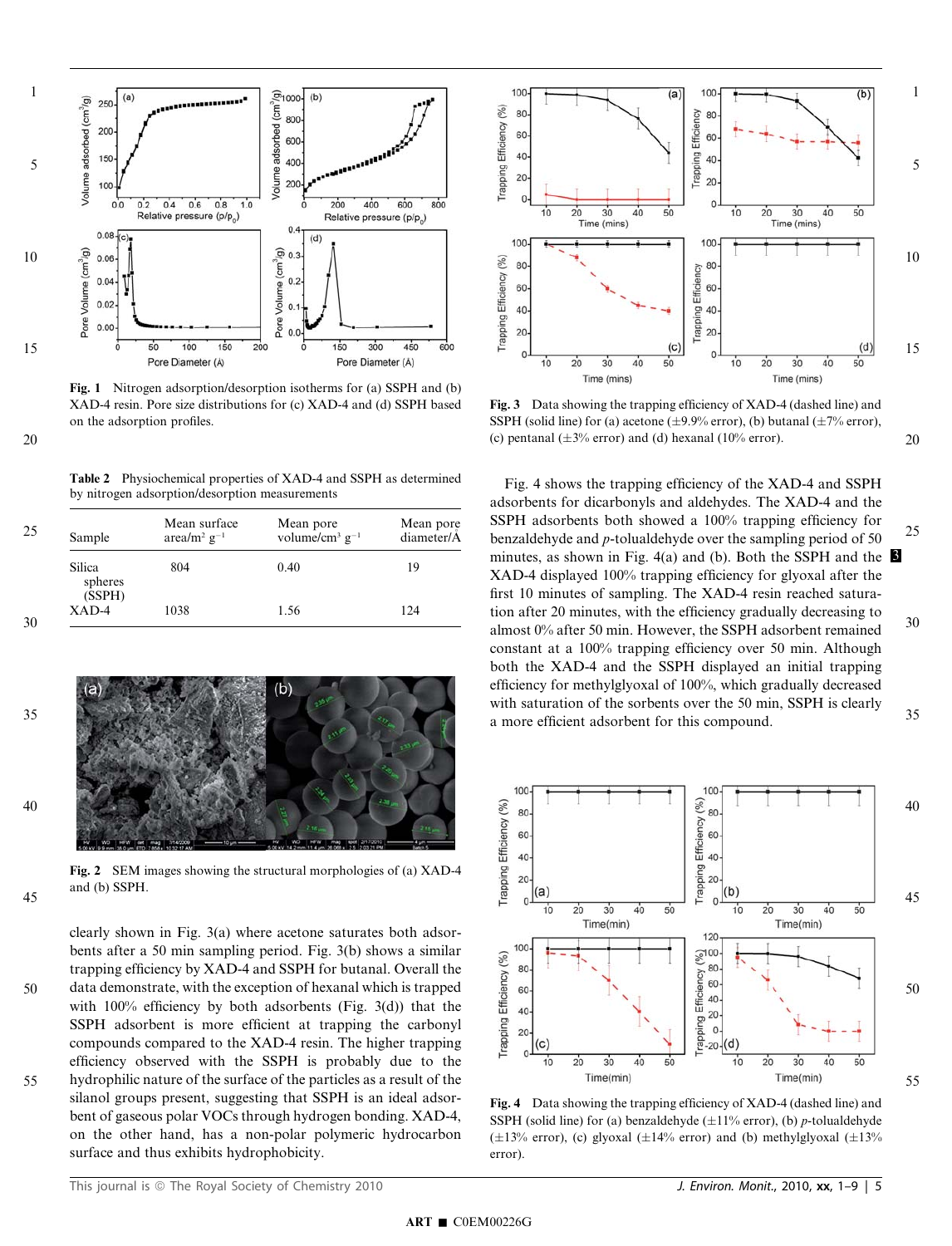**Fig. 1** Nitrogen adsorption/desorption isotherms for (a) SSPH and (b) XAD-4 resin. Pore size distributions for (c) XAD-4 and (d) SSPH based on the adsorption profiles.

**Table 2** Physiochemical properties of XAD-4 and SSPH as determined by nitrogen adsorption/desorption measurements

| Sample | Mean surface area/$m^2$ $g^{-1}$ | Mean pore volume/$cm^3$ $g^{-1}$ | Mean pore diameter/Å |
|---|---|---|---|
| Silica spheres (SSPH) | 804 | 0.40 | 19 |
| XAD-4 | 1038 | 1.56 | 124 |

**Fig. 2** SEM images showing the structural morphologies of (a) XAD-4 and (b) SSPH.

clearly shown in Fig. 3(a) where acetone saturates both adsorbents after a 50 min sampling period. Fig. 3(b) shows a similar trapping efficiency by XAD-4 and SSPH for butanal. Overall the data demonstrate, with the exception of hexanal which is trapped with 100% efficiency by both adsorbents (Fig. 3(d)) that the SSPH adsorbent is more efficient at trapping the carbonyl compounds compared to the XAD-4 resin. The higher trapping efficiency observed with the SSPH is probably due to the hydrophilic nature of the surface of the particles as a result of the silanol groups present, suggesting that SSPH is an ideal adsorbent of gaseous polar VOCs through hydrogen bonding. XAD-4, on the other hand, has a non-polar polymeric hydrocarbon surface and thus exhibits hydrophobicity.

**Fig. 3** Data showing the trapping efficiency of XAD-4 (dashed line) and SSPH (solid line) for (a) acetone (±9.9% error), (b) butanal (±7% error), (c) pentanal (±3% error) and (d) hexanal (10% error).

Fig. 4 shows the trapping efficiency of the XAD-4 and SSPH adsorbents for dicarbonyls and aldehydes. The XAD-4 and the SSPH adsorbents both showed a 100% trapping efficiency for benzaldehyde and *p*-tolualdehyde over the sampling period of 50 minutes, as shown in Fig. 4(a) and (b). Both the SSPH and the XAD-4 displayed 100% trapping efficiency for glyoxal after the first 10 minutes of sampling. The XAD-4 resin reached saturation after 20 minutes, with the efficiency gradually decreasing to almost 0% after 50 min. However, the SSPH adsorbent remained constant at a 100% trapping efficiency over 50 min. Although both the XAD-4 and the SSPH displayed an initial trapping efficiency for methylglyoxal of 100%, which gradually decreased with saturation of the sorbents over the 50 min, SSPH is clearly a more efficient adsorbent for this compound.

**Fig. 4** Data showing the trapping efficiency of XAD-4 (dashed line) and SSPH (solid line) for (a) benzaldehyde (±11% error), (b) *p*-tolualdehyde (±13% error), (c) glyoxal (±14% error) and (b) methylglyoxal (±13% error).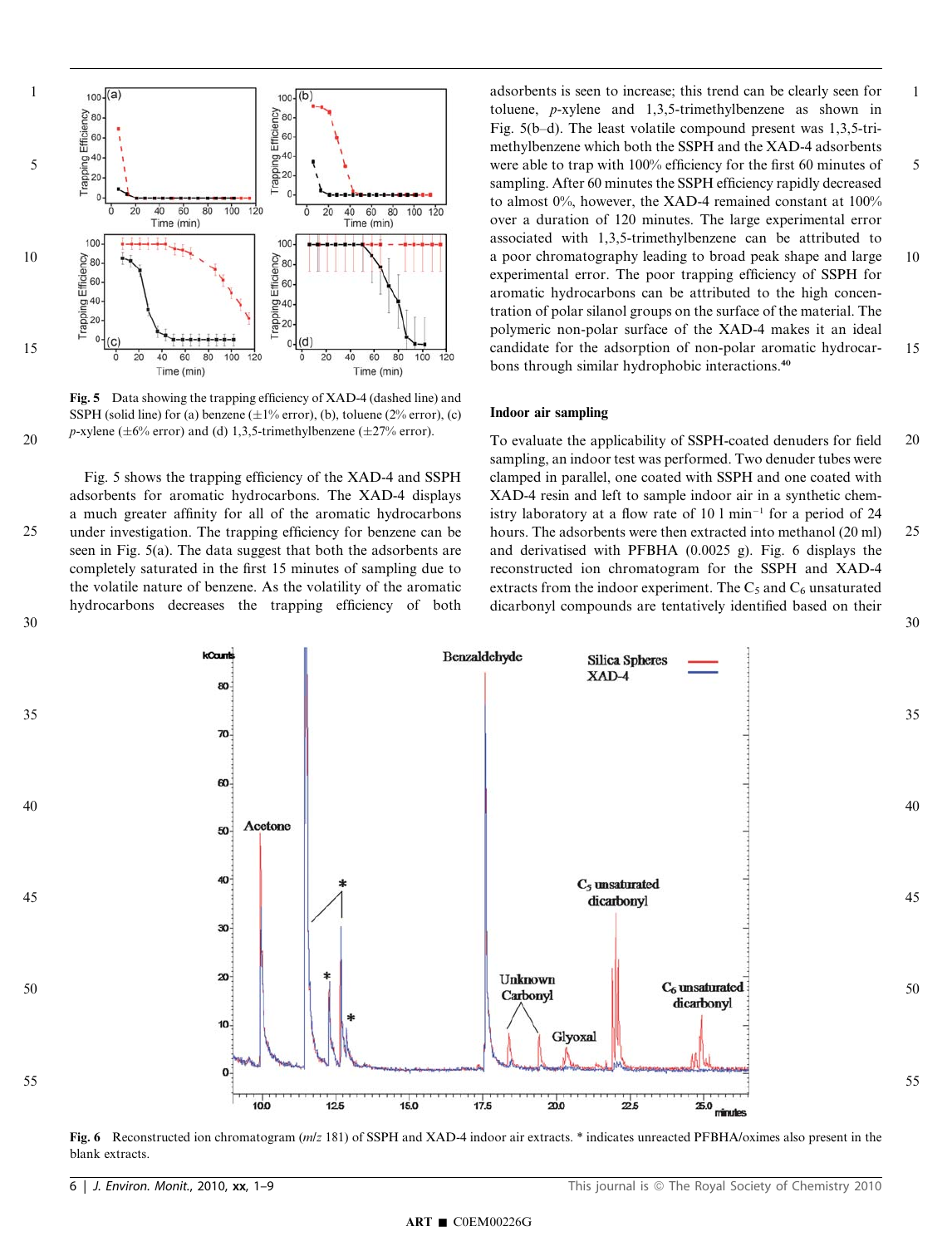**Fig. 5** Data showing the trapping efficiency of XAD-4 (dashed line) and SSPH (solid line) for (a) benzene (±1% error), (b), toluene (2% error), (c) *p*-xylene (±6% error) and (d) 1,3,5-trimethylbenzene (±27% error).

Fig. 5 shows the trapping efficiency of the XAD-4 and SSPH adsorbents for aromatic hydrocarbons. The XAD-4 displays a much greater affinity for all of the aromatic hydrocarbons under investigation. The trapping efficiency for benzene can be seen in Fig. 5(a). The data suggest that both the adsorbents are completely saturated in the first 15 minutes of sampling due to the volatile nature of benzene. As the volatility of the aromatic hydrocarbons decreases the trapping efficiency of both adsorbents is seen to increase; this trend can be clearly seen for toluene, *p*-xylene and 1,3,5-trimethylbenzene as shown in Fig. 5(b–d). The least volatile compound present was 1,3,5-trimethylbenzene which both the SSPH and the XAD-4 adsorbents were able to trap with 100% efficiency for the first 60 minutes of sampling. After 60 minutes the SSPH efficiency rapidly decreased to almost 0%, however, the XAD-4 remained constant at 100% over a duration of 120 minutes. The large experimental error associated with 1,3,5-trimethylbenzene can be attributed to a poor chromatography leading to broad peak shape and large experimental error. The poor trapping efficiency of SSPH for aromatic hydrocarbons can be attributed to the high concentration of polar silanol groups on the surface of the material. The polymeric non-polar surface of the XAD-4 makes it an ideal candidate for the adsorption of non-polar aromatic hydrocarbons through similar hydrophobic interactions.[40]

## Indoor air sampling

To evaluate the applicability of SSPH-coated denuders for field sampling, an indoor test was performed. Two denuder tubes were clamped in parallel, one coated with SSPH and one coated with XAD-4 resin and left to sample indoor air in a synthetic chemistry laboratory at a flow rate of 10 l min$^{-1}$ for a period of 24 hours. The adsorbents were then extracted into methanol (20 ml) and derivatised with PFBHA (0.0025 g). Fig. 6 displays the reconstructed ion chromatogram for the SSPH and XAD-4 extracts from the indoor experiment. The $C_5$ and $C_6$ unsaturated dicarbonyl compounds are tentatively identified based on their

**Fig. 6** Reconstructed ion chromatogram ($m/z$ 181) of SSPH and XAD-4 indoor air extracts. * indicates unreacted PFBHA/oximes also present in the blank extracts.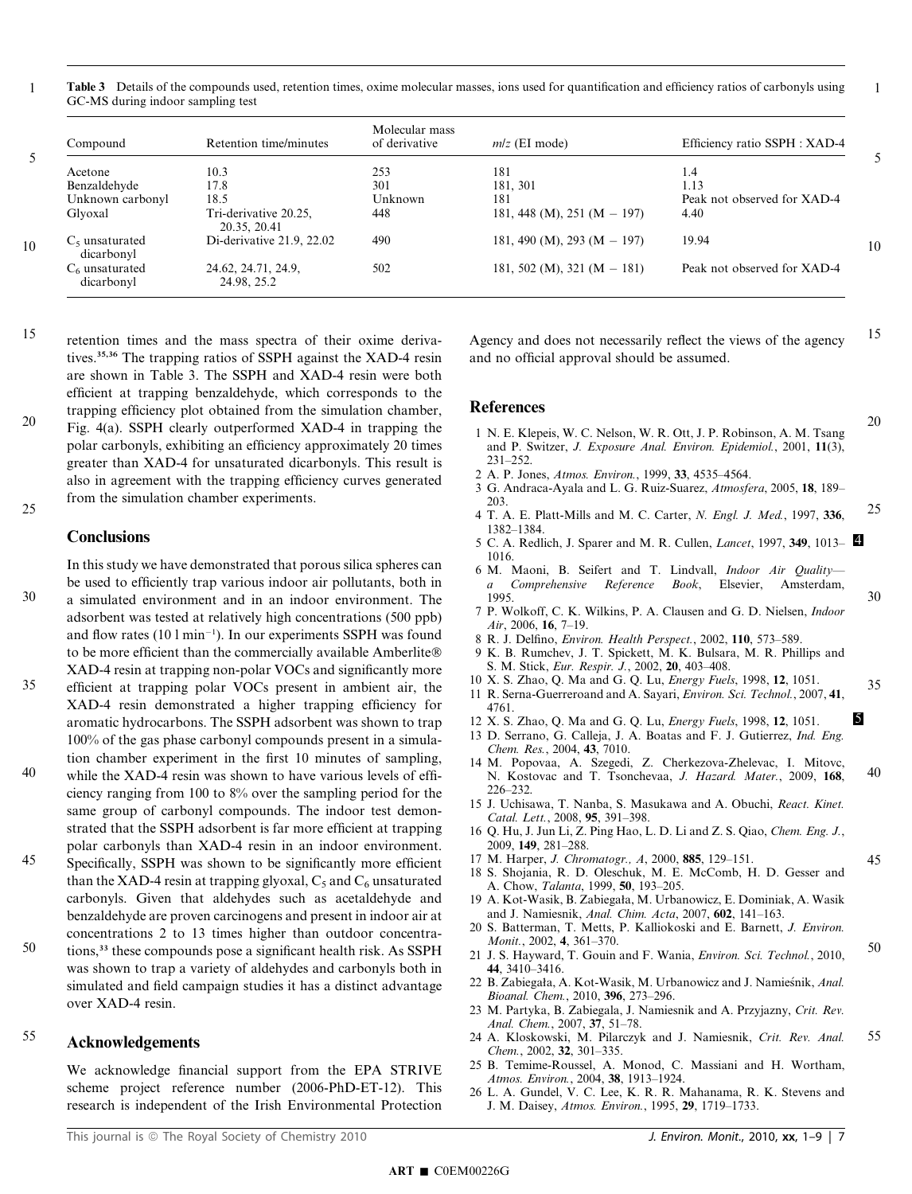**Table 3** Details of the compounds used, retention times, oxime molecular masses, ions used for quantification and efficiency ratios of carbonyls using GC-MS during indoor sampling test

| Compound | Retention time/minutes | Molecular mass of derivative | $m/z$ (EI mode) | Efficiency ratio SSPH : XAD-4 |
|---|---|---|---|---|
| Acetone | 10.3 | 253 | 181 | 1.4 |
| Benzaldehyde | 17.8 | 301 | 181, 301 | 1.13 |
| Unknown carbonyl | 18.5 | Unknown | 181 | Peak not observed for XAD-4 |
| Glyoxal | Tri-derivative 20.25, 20.35, 20.41 | 448 | 181, 448 (M), 251 (M − 197) | 4.40 |
| $C_5$ unsaturated dicarbonyl | Di-derivative 21.9, 22.02 | 490 | 181, 490 (M), 293 (M − 197) | 19.94 |
| $C_6$ unsaturated dicarbonyl | 24.62, 24.71, 24.9, 24.98, 25.2 | 502 | 181, 502 (M), 321 (M − 181) | Peak not observed for XAD-4 |

retention times and the mass spectra of their oxime derivatives.[35,36] The trapping ratios of SSPH against the XAD-4 resin are shown in Table 3. The SSPH and XAD-4 resin were both efficient at trapping benzaldehyde, which corresponds to the trapping efficiency plot obtained from the simulation chamber, Fig. 4(a). SSPH clearly outperformed XAD-4 in trapping the polar carbonyls, exhibiting an efficiency approximately 20 times greater than XAD-4 for unsaturated dicarbonyls. This result is also in agreement with the trapping efficiency curves generated from the simulation chamber experiments.

## Conclusions

In this study we have demonstrated that porous silica spheres can be used to efficiently trap various indoor air pollutants, both in a simulated environment and in an indoor environment. The adsorbent was tested at relatively high concentrations (500 ppb) and flow rates (10 l $min^{-1}$). In our experiments SSPH was found to be more efficient than the commercially available Amberlite® XAD-4 resin at trapping non-polar VOCs and significantly more efficient at trapping polar VOCs present in ambient air, the XAD-4 resin demonstrated a higher trapping efficiency for aromatic hydrocarbons. The SSPH adsorbent was shown to trap 100% of the gas phase carbonyl compounds present in a simulation chamber experiment in the first 10 minutes of sampling, while the XAD-4 resin was shown to have various levels of efficiency ranging from 100 to 8% over the sampling period for the same group of carbonyl compounds. The indoor test demonstrated that the SSPH adsorbent is far more efficient at trapping polar carbonyls than XAD-4 resin in an indoor environment. Specifically, SSPH was shown to be significantly more efficient than the XAD-4 resin at trapping glyoxal, $C_5$ and $C_6$ unsaturated carbonyls. Given that aldehydes such as acetaldehyde and benzaldehyde are proven carcinogens and present in indoor air at concentrations 2 to 13 times higher than outdoor concentrations,[33] these compounds pose a significant health risk. As SSPH was shown to trap a variety of aldehydes and carbonyls both in simulated and field campaign studies it has a distinct advantage over XAD-4 resin.

## Acknowledgements

We acknowledge financial support from the EPA STRIVE scheme project reference number (2006-PhD-ET-12). This research is independent of the Irish Environmental Protection Agency and does not necessarily reflect the views of the agency and no official approval should be assumed.

## References

1 N. E. Klepeis, W. C. Nelson, W. R. Ott, J. P. Robinson, A. M. Tsang and P. Switzer, *J. Exposure Anal. Environ. Epidemiol.*, 2001, **11**(3), 231–252.
2 A. P. Jones, *Atmos. Environ.*, 1999, **33**, 4535–4564.
3 G. Andraca-Ayala and L. G. Ruiz-Suarez, *Atmosfera*, 2005, **18**, 189–203.
4 T. A. E. Platt-Mills and M. C. Carter, *N. Engl. J. Med.*, 1997, **336**, 1382–1384.
5 C. A. Redlich, J. Sparer and M. R. Cullen, *Lancet*, 1997, **349**, 1013–1016.
6 M. Maoni, B. Seifert and T. Lindvall, *Indoor Air Quality—a Comprehensive Reference Book*, Elsevier, Amsterdam, 1995.
7 P. Wolkoff, C. K. Wilkins, P. A. Clausen and G. D. Nielsen, *Indoor Air*, 2006, **16**, 7–19.
8 R. J. Delfino, *Environ. Health Perspect.*, 2002, **110**, 573–589.
9 K. B. Rumchev, J. T. Spickett, M. K. Bulsara, M. R. Phillips and S. M. Stick, *Eur. Respir. J.*, 2002, **20**, 403–408.
10 X. S. Zhao, Q. Ma and G. Q. Lu, *Energy Fuels*, 1998, **12**, 1051.
11 R. Serna-Guerreroand and A. Sayari, *Environ. Sci. Technol.*, 2007, **41**, 4761.
12 X. S. Zhao, Q. Ma and G. Q. Lu, *Energy Fuels*, 1998, **12**, 1051.
13 D. Serrano, G. Calleja, J. A. Boatas and F. J. Gutierrez, *Ind. Eng. Chem. Res.*, 2004, **43**, 7010.
14 M. Popovaa, A. Szegedi, Z. Cherkezova-Zhelevac, I. Mitovc, N. Kostovac and T. Tsonchevaa, *J. Hazard. Mater.*, 2009, **168**, 226–232.
15 J. Uchisawa, T. Nanba, S. Masukawa and A. Obuchi, *React. Kinet. Catal. Lett.*, 2008, **95**, 391–398.
16 Q. Hu, J. Jun Li, Z. Ping Hao, L. D. Li and Z. S. Qiao, *Chem. Eng. J.*, 2009, **149**, 281–288.
17 M. Harper, *J. Chromatogr., A*, 2000, **885**, 129–151.
18 S. Shojania, R. D. Oleschuk, M. E. McComb, H. D. Gesser and A. Chow, *Talanta*, 1999, **50**, 193–205.
19 A. Kot-Wasik, B. Zabiegała, M. Urbanowicz, E. Dominiak, A. Wasik and J. Namiesnik, *Anal. Chim. Acta*, 2007, **602**, 141–163.
20 S. Batterman, T. Metts, P. Kalliokoski and E. Barnett, *J. Environ. Monit.*, 2002, **4**, 361–370.
21 J. S. Hayward, T. Gouin and F. Wania, *Environ. Sci. Technol.*, 2010, **44**, 3410–3416.
22 B. Zabiegała, A. Kot-Wasik, M. Urbanowicz and J. Namieśnik, *Anal. Bioanal. Chem.*, 2010, **396**, 273–296.
23 M. Partyka, B. Zabiegala, J. Namiesnik and A. Przyjazny, *Crit. Rev. Anal. Chem.*, 2007, **37**, 51–78.
24 A. Kloskowski, M. Pilarczyk and J. Namiesnik, *Crit. Rev. Anal. Chem.*, 2002, **32**, 301–335.
25 B. Temime-Roussel, A. Monod, C. Massiani and H. Wortham, *Atmos. Environ.*, 2004, **38**, 1913–1924.
26 L. A. Gundel, V. C. Lee, K. R. R. Mahanama, R. K. Stevens and J. M. Daisey, *Atmos. Environ.*, 1995, **29**, 1719–1733.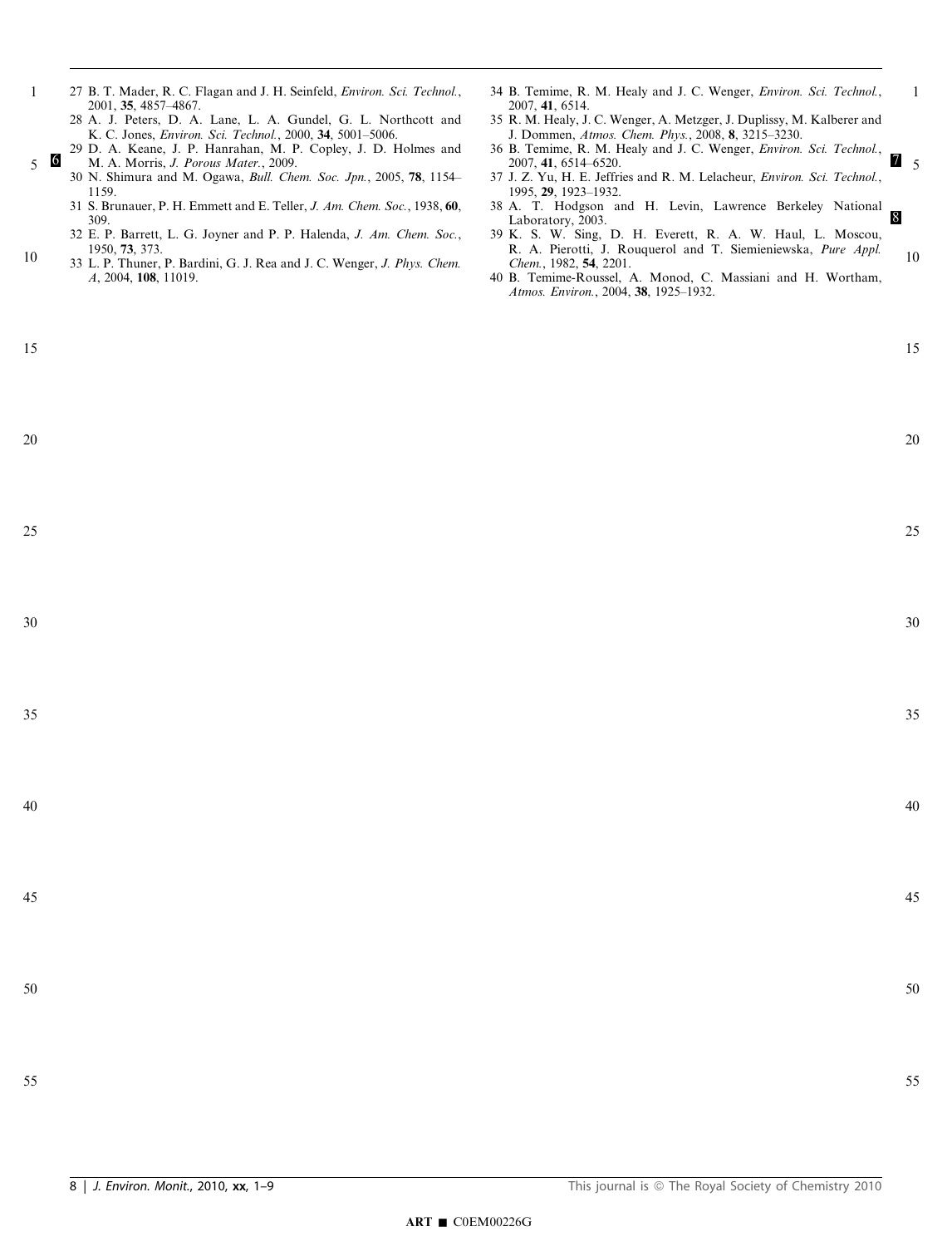27 B. T. Mader, R. C. Flagan and J. H. Seinfeld, *Environ. Sci. Technol.*, 2001, **35**, 4857–4867.

28 A. J. Peters, D. A. Lane, L. A. Gundel, G. L. Northcott and K. C. Jones, *Environ. Sci. Technol.*, 2000, **34**, 5001–5006.

29 D. A. Keane, J. P. Hanrahan, M. P. Copley, J. D. Holmes and M. A. Morris, *J. Porous Mater.*, 2009.

30 N. Shimura and M. Ogawa, *Bull. Chem. Soc. Jpn.*, 2005, **78**, 1154–1159.

31 S. Brunauer, P. H. Emmett and E. Teller, *J. Am. Chem. Soc.*, 1938, **60**, 309.

32 E. P. Barrett, L. G. Joyner and P. P. Halenda, *J. Am. Chem. Soc.*, 1950, **73**, 373.

33 L. P. Thuner, P. Bardini, G. J. Rea and J. C. Wenger, *J. Phys. Chem. A*, 2004, **108**, 11019.

34 B. Temime, R. M. Healy and J. C. Wenger, *Environ. Sci. Technol.*, 2007, **41**, 6514.

35 R. M. Healy, J. C. Wenger, A. Metzger, J. Duplissy, M. Kalberer and J. Dommen, *Atmos. Chem. Phys.*, 2008, **8**, 3215–3230.

36 B. Temime, R. M. Healy and J. C. Wenger, *Environ. Sci. Technol.*, 2007, **41**, 6514–6520.

37 J. Z. Yu, H. E. Jeffries and R. M. Lelacheur, *Environ. Sci. Technol.*, 1995, **29**, 1923–1932.

38 A. T. Hodgson and H. Levin, Lawrence Berkeley National Laboratory, 2003.

39 K. S. W. Sing, D. H. Everett, R. A. W. Haul, L. Moscou, R. A. Pierotti, J. Rouquerol and T. Siemieniewska, *Pure Appl. Chem.*, 1982, **54**, 2201.

40 B. Temime-Roussel, A. Monod, C. Massiani and H. Wortham, *Atmos. Environ.*, 2004, **38**, 1925–1932.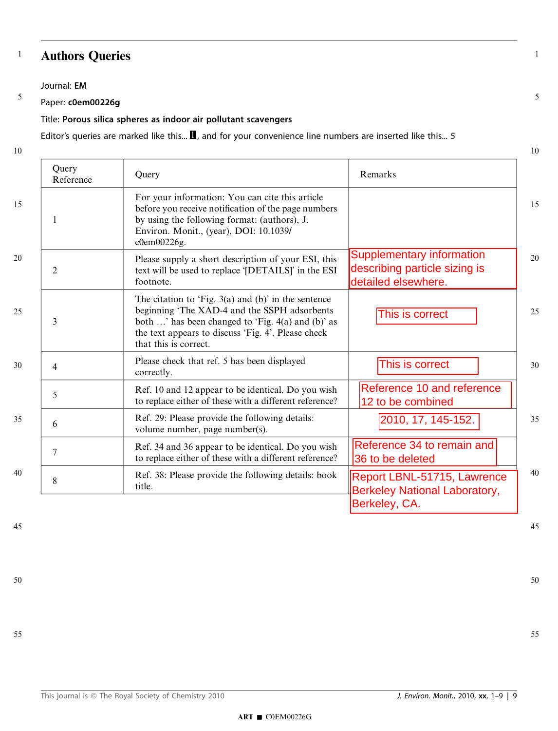# Authors Queries

Journal: **EM**

Paper: **c0em00226g**

Title: **Porous silica spheres as indoor air pollutant scavengers**

Editor's queries are marked like this... **1**, and for your convenience line numbers are inserted like this... 5

| Query Reference | Query | Remarks |
|---|---|---|
| 1 | For your information: You can cite this article before you receive notification of the page numbers by using the following format: (authors), J. Environ. Monit., (year), DOI: 10.1039/c0em00226g. | |
| 2 | Please supply a short description of your ESI, this text will be used to replace '[DETAILS]' in the ESI footnote. | Supplementary information describing particle sizing is detailed elsewhere. |
| 3 | The citation to 'Fig. 3(a) and (b)' in the sentence beginning 'The XAD-4 and the SSPH adsorbents both …' has been changed to 'Fig. 4(a) and (b)' as the text appears to discuss 'Fig. 4'. Please check that this is correct. | This is correct |
| 4 | Please check that ref. 5 has been displayed correctly. | This is correct |
| 5 | Ref. 10 and 12 appear to be identical. Do you wish to replace either of these with a different reference? | Reference 10 and reference 12 to be combined |
| 6 | Ref. 29: Please provide the following details: volume number, page number(s). | 2010, 17, 145-152. |
| 7 | Ref. 34 and 36 appear to be identical. Do you wish to replace either of these with a different reference? | Reference 34 to remain and 36 to be deleted |
| 8 | Ref. 38: Please provide the following details: book title. | Report LBNL-51715, Lawrence Berkeley National Laboratory, Berkeley, CA. |